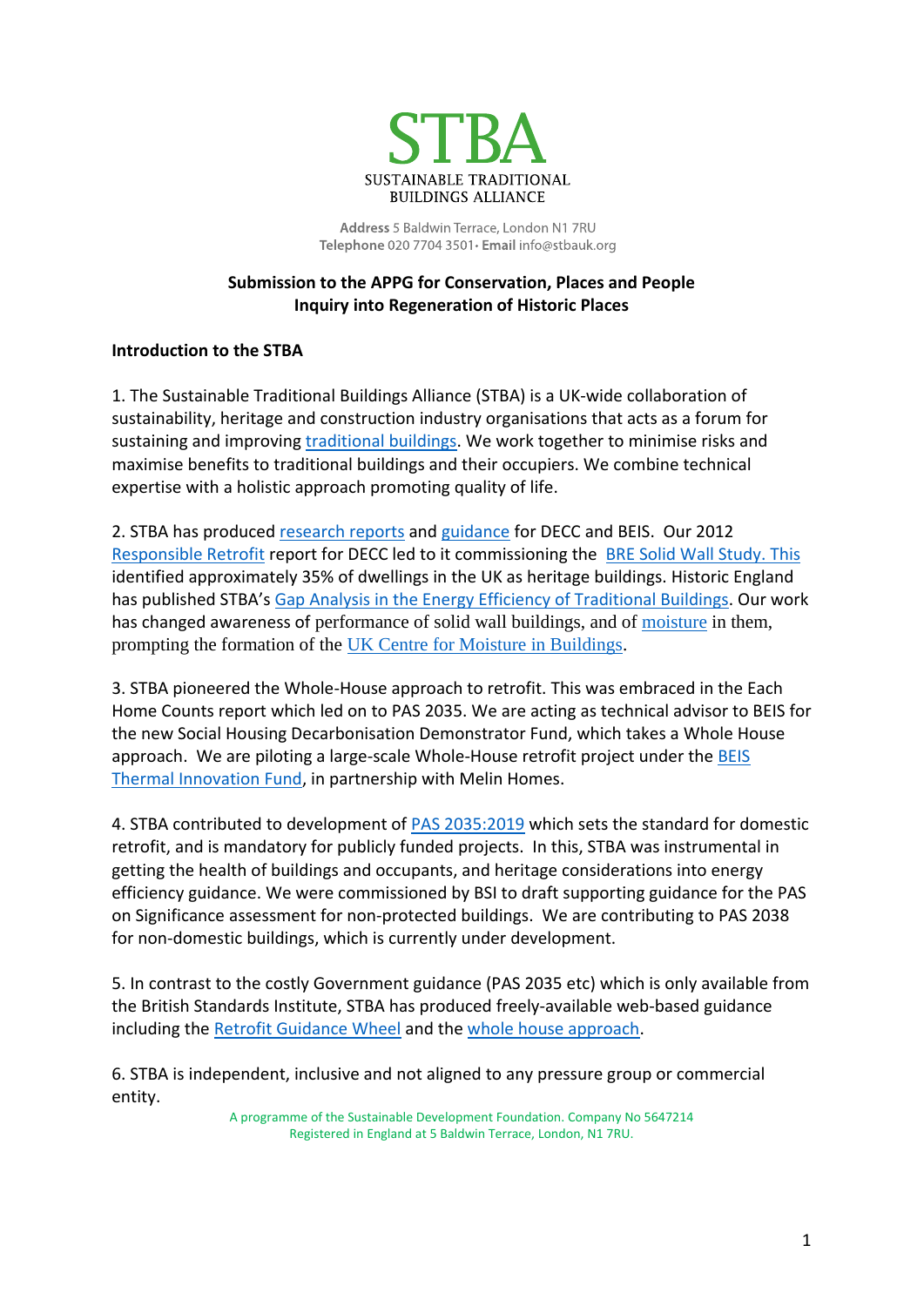# STBA

SUSTAINABLE TRADITIONAL BUILDINGS ALLIANCE

**Address** 5 Baldwin Terrace, London N1 7RU
**Telephone** 020 7704 3501 • **Email** info@stbauk.org

**Submission to the APPG for Conservation, Places and People**
**Inquiry into Regeneration of Historic Places**

**Introduction to the STBA**

1. The Sustainable Traditional Buildings Alliance (STBA) is a UK-wide collaboration of sustainability, heritage and construction industry organisations that acts as a forum for sustaining and improving traditional buildings. We work together to minimise risks and maximise benefits to traditional buildings and their occupiers. We combine technical expertise with a holistic approach promoting quality of life.

2. STBA has produced research reports and guidance for DECC and BEIS. Our 2012 Responsible Retrofit report for DECC led to it commissioning the BRE Solid Wall Study. This identified approximately 35% of dwellings in the UK as heritage buildings. Historic England has published STBA's Gap Analysis in the Energy Efficiency of Traditional Buildings. Our work has changed awareness of performance of solid wall buildings, and of moisture in them, prompting the formation of the UK Centre for Moisture in Buildings.

3. STBA pioneered the Whole-House approach to retrofit. This was embraced in the Each Home Counts report which led on to PAS 2035. We are acting as technical advisor to BEIS for the new Social Housing Decarbonisation Demonstrator Fund, which takes a Whole House approach. We are piloting a large-scale Whole-House retrofit project under the BEIS Thermal Innovation Fund, in partnership with Melin Homes.

4. STBA contributed to development of PAS 2035:2019 which sets the standard for domestic retrofit, and is mandatory for publicly funded projects. In this, STBA was instrumental in getting the health of buildings and occupants, and heritage considerations into energy efficiency guidance. We were commissioned by BSI to draft supporting guidance for the PAS on Significance assessment for non-protected buildings. We are contributing to PAS 2038 for non-domestic buildings, which is currently under development.

5. In contrast to the costly Government guidance (PAS 2035 etc) which is only available from the British Standards Institute, STBA has produced freely-available web-based guidance including the Retrofit Guidance Wheel and the whole house approach.

6. STBA is independent, inclusive and not aligned to any pressure group or commercial entity.

A programme of the Sustainable Development Foundation. Company No 5647214
Registered in England at 5 Baldwin Terrace, London, N1 7RU.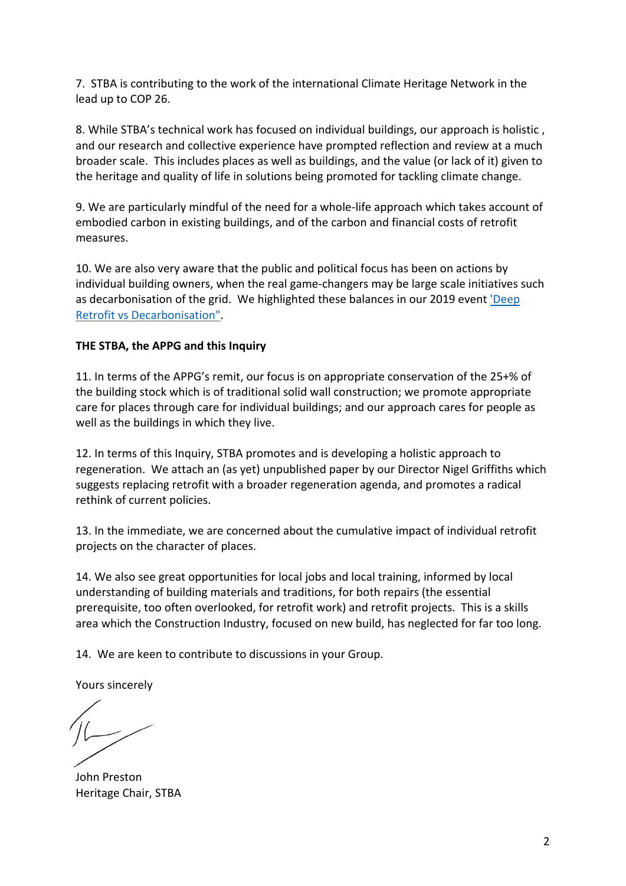7. STBA is contributing to the work of the international Climate Heritage Network in the lead up to COP 26.

8. While STBA's technical work has focused on individual buildings, our approach is holistic , and our research and collective experience have prompted reflection and review at a much broader scale. This includes places as well as buildings, and the value (or lack of it) given to the heritage and quality of life in solutions being promoted for tackling climate change.

9. We are particularly mindful of the need for a whole-life approach which takes account of embodied carbon in existing buildings, and of the carbon and financial costs of retrofit measures.

10. We are also very aware that the public and political focus has been on actions by individual building owners, when the real game-changers may be large scale initiatives such as decarbonisation of the grid. We highlighted these balances in our 2019 event 'Deep Retrofit vs Decarbonisation".

**THE STBA, the APPG and this Inquiry**

11. In terms of the APPG's remit, our focus is on appropriate conservation of the 25+% of the building stock which is of traditional solid wall construction; we promote appropriate care for places through care for individual buildings; and our approach cares for people as well as the buildings in which they live.

12. In terms of this Inquiry, STBA promotes and is developing a holistic approach to regeneration. We attach an (as yet) unpublished paper by our Director Nigel Griffiths which suggests replacing retrofit with a broader regeneration agenda, and promotes a radical rethink of current policies.

13. In the immediate, we are concerned about the cumulative impact of individual retrofit projects on the character of places.

14. We also see great opportunities for local jobs and local training, informed by local understanding of building materials and traditions, for both repairs (the essential prerequisite, too often overlooked, for retrofit work) and retrofit projects. This is a skills area which the Construction Industry, focused on new build, has neglected for far too long.

14. We are keen to contribute to discussions in your Group.

Yours sincerely

John Preston
Heritage Chair, STBA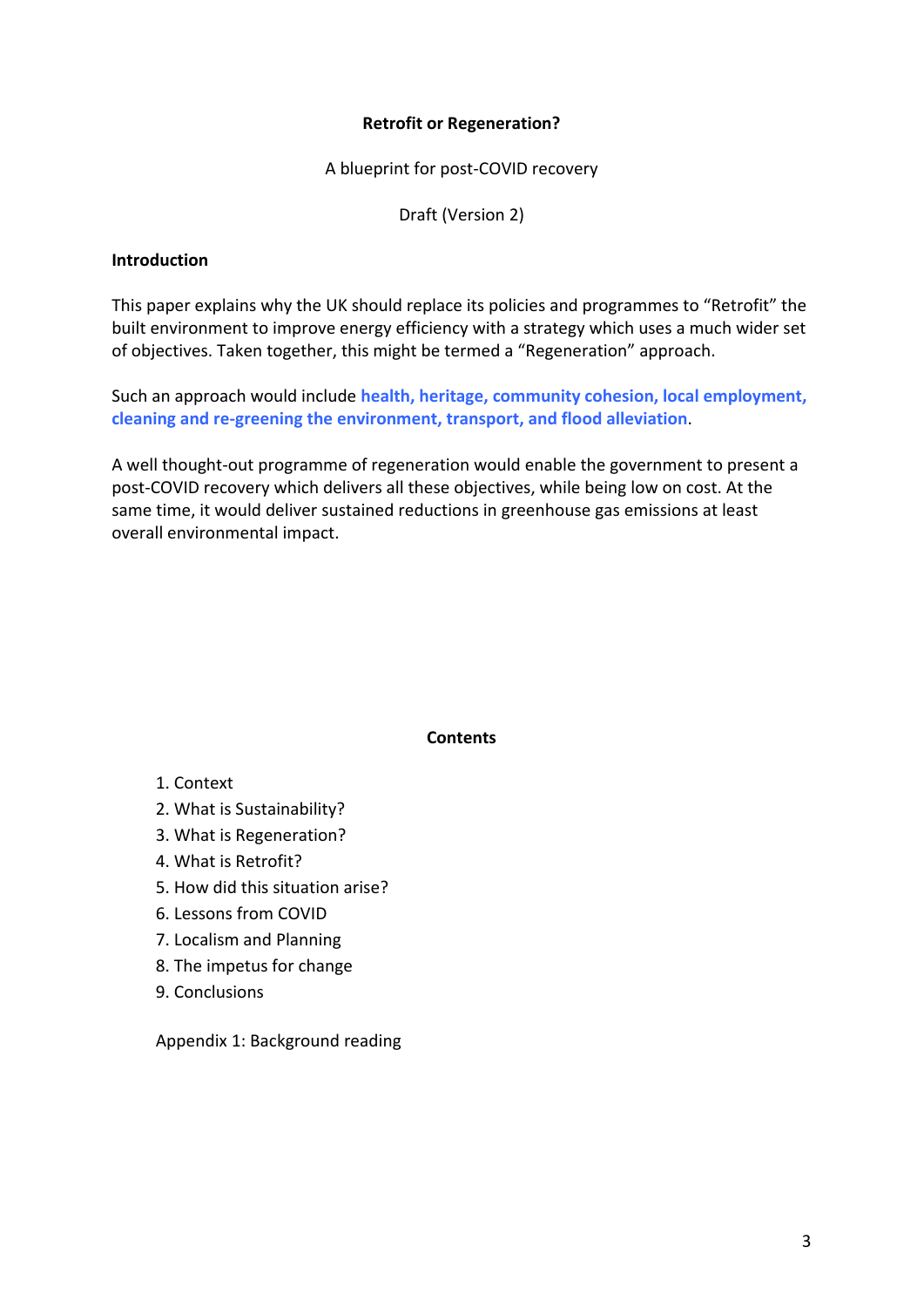**Retrofit or Regeneration?**

A blueprint for post-COVID recovery

Draft (Version 2)

## Introduction

This paper explains why the UK should replace its policies and programmes to "Retrofit" the built environment to improve energy efficiency with a strategy which uses a much wider set of objectives. Taken together, this might be termed a "Regeneration" approach.

Such an approach would include **health, heritage, community cohesion, local employment, cleaning and re-greening the environment, transport, and flood alleviation**.

A well thought-out programme of regeneration would enable the government to present a post-COVID recovery which delivers all these objectives, while being low on cost. At the same time, it would deliver sustained reductions in greenhouse gas emissions at least overall environmental impact.

## Contents

1. Context
2. What is Sustainability?
3. What is Regeneration?
4. What is Retrofit?
5. How did this situation arise?
6. Lessons from COVID
7. Localism and Planning
8. The impetus for change
9. Conclusions

Appendix 1: Background reading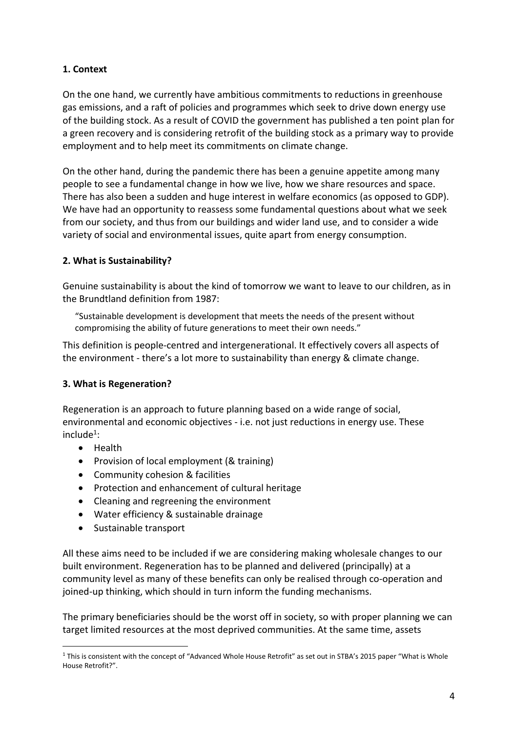## 1. Context

On the one hand, we currently have ambitious commitments to reductions in greenhouse gas emissions, and a raft of policies and programmes which seek to drive down energy use of the building stock. As a result of COVID the government has published a ten point plan for a green recovery and is considering retrofit of the building stock as a primary way to provide employment and to help meet its commitments on climate change.

On the other hand, during the pandemic there has been a genuine appetite among many people to see a fundamental change in how we live, how we share resources and space. There has also been a sudden and huge interest in welfare economics (as opposed to GDP). We have had an opportunity to reassess some fundamental questions about what we seek from our society, and thus from our buildings and wider land use, and to consider a wide variety of social and environmental issues, quite apart from energy consumption.

## 2. What is Sustainability?

Genuine sustainability is about the kind of tomorrow we want to leave to our children, as in the Brundtland definition from 1987:

> "Sustainable development is development that meets the needs of the present without compromising the ability of future generations to meet their own needs."

This definition is people-centred and intergenerational. It effectively covers all aspects of the environment - there's a lot more to sustainability than energy & climate change.

## 3. What is Regeneration?

Regeneration is an approach to future planning based on a wide range of social, environmental and economic objectives - i.e. not just reductions in energy use. These include[1]:

- Health
- Provision of local employment (& training)
- Community cohesion & facilities
- Protection and enhancement of cultural heritage
- Cleaning and regreening the environment
- Water efficiency & sustainable drainage
- Sustainable transport

All these aims need to be included if we are considering making wholesale changes to our built environment. Regeneration has to be planned and delivered (principally) at a community level as many of these benefits can only be realised through co-operation and joined-up thinking, which should in turn inform the funding mechanisms.

The primary beneficiaries should be the worst off in society, so with proper planning we can target limited resources at the most deprived communities. At the same time, assets

[1] This is consistent with the concept of "Advanced Whole House Retrofit" as set out in STBA's 2015 paper "What is Whole House Retrofit?".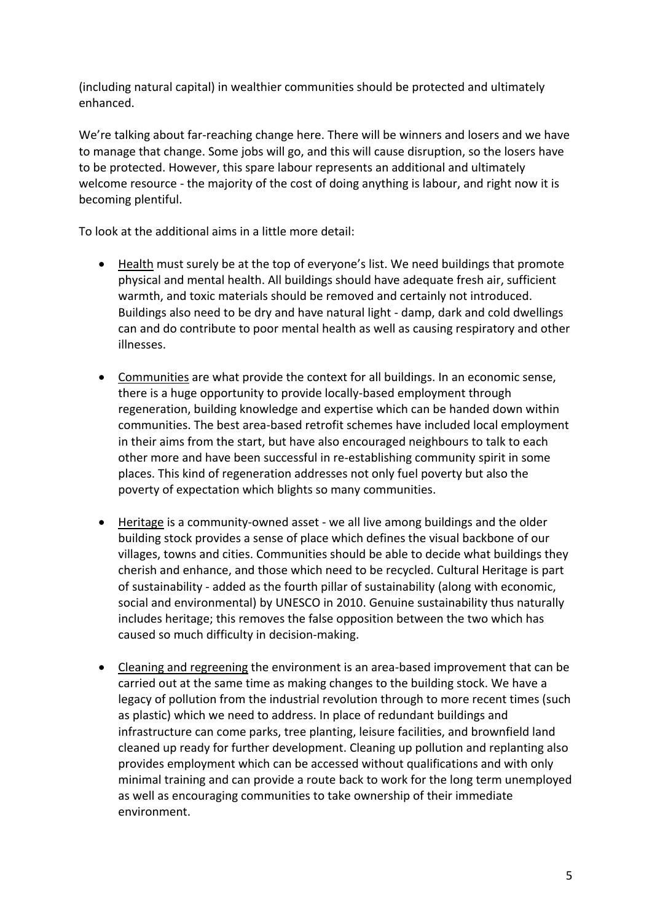(including natural capital) in wealthier communities should be protected and ultimately enhanced.

We're talking about far-reaching change here. There will be winners and losers and we have to manage that change. Some jobs will go, and this will cause disruption, so the losers have to be protected. However, this spare labour represents an additional and ultimately welcome resource - the majority of the cost of doing anything is labour, and right now it is becoming plentiful.

To look at the additional aims in a little more detail:

- Health must surely be at the top of everyone's list. We need buildings that promote physical and mental health. All buildings should have adequate fresh air, sufficient warmth, and toxic materials should be removed and certainly not introduced. Buildings also need to be dry and have natural light - damp, dark and cold dwellings can and do contribute to poor mental health as well as causing respiratory and other illnesses.

- Communities are what provide the context for all buildings. In an economic sense, there is a huge opportunity to provide locally-based employment through regeneration, building knowledge and expertise which can be handed down within communities. The best area-based retrofit schemes have included local employment in their aims from the start, but have also encouraged neighbours to talk to each other more and have been successful in re-establishing community spirit in some places. This kind of regeneration addresses not only fuel poverty but also the poverty of expectation which blights so many communities.

- Heritage is a community-owned asset - we all live among buildings and the older building stock provides a sense of place which defines the visual backbone of our villages, towns and cities. Communities should be able to decide what buildings they cherish and enhance, and those which need to be recycled. Cultural Heritage is part of sustainability - added as the fourth pillar of sustainability (along with economic, social and environmental) by UNESCO in 2010. Genuine sustainability thus naturally includes heritage; this removes the false opposition between the two which has caused so much difficulty in decision-making.

- Cleaning and regreening the environment is an area-based improvement that can be carried out at the same time as making changes to the building stock. We have a legacy of pollution from the industrial revolution through to more recent times (such as plastic) which we need to address. In place of redundant buildings and infrastructure can come parks, tree planting, leisure facilities, and brownfield land cleaned up ready for further development. Cleaning up pollution and replanting also provides employment which can be accessed without qualifications and with only minimal training and can provide a route back to work for the long term unemployed as well as encouraging communities to take ownership of their immediate environment.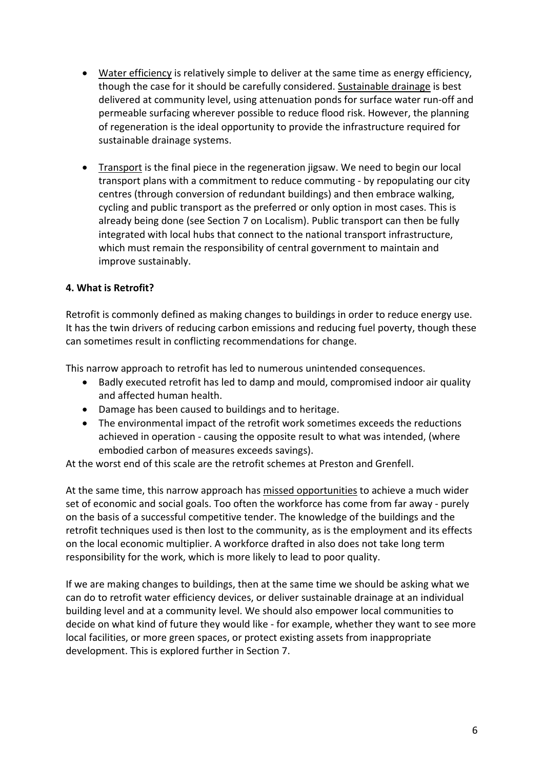- Water efficiency is relatively simple to deliver at the same time as energy efficiency, though the case for it should be carefully considered. Sustainable drainage is best delivered at community level, using attenuation ponds for surface water run-off and permeable surfacing wherever possible to reduce flood risk. However, the planning of regeneration is the ideal opportunity to provide the infrastructure required for sustainable drainage systems.

- Transport is the final piece in the regeneration jigsaw. We need to begin our local transport plans with a commitment to reduce commuting - by repopulating our city centres (through conversion of redundant buildings) and then embrace walking, cycling and public transport as the preferred or only option in most cases. This is already being done (see Section 7 on Localism). Public transport can then be fully integrated with local hubs that connect to the national transport infrastructure, which must remain the responsibility of central government to maintain and improve sustainably.

**4. What is Retrofit?**

Retrofit is commonly defined as making changes to buildings in order to reduce energy use. It has the twin drivers of reducing carbon emissions and reducing fuel poverty, though these can sometimes result in conflicting recommendations for change.

This narrow approach to retrofit has led to numerous unintended consequences.

- Badly executed retrofit has led to damp and mould, compromised indoor air quality and affected human health.
- Damage has been caused to buildings and to heritage.
- The environmental impact of the retrofit work sometimes exceeds the reductions achieved in operation - causing the opposite result to what was intended, (where embodied carbon of measures exceeds savings).

At the worst end of this scale are the retrofit schemes at Preston and Grenfell.

At the same time, this narrow approach has missed opportunities to achieve a much wider set of economic and social goals. Too often the workforce has come from far away - purely on the basis of a successful competitive tender. The knowledge of the buildings and the retrofit techniques used is then lost to the community, as is the employment and its effects on the local economic multiplier. A workforce drafted in also does not take long term responsibility for the work, which is more likely to lead to poor quality.

If we are making changes to buildings, then at the same time we should be asking what we can do to retrofit water efficiency devices, or deliver sustainable drainage at an individual building level and at a community level. We should also empower local communities to decide on what kind of future they would like - for example, whether they want to see more local facilities, or more green spaces, or protect existing assets from inappropriate development. This is explored further in Section 7.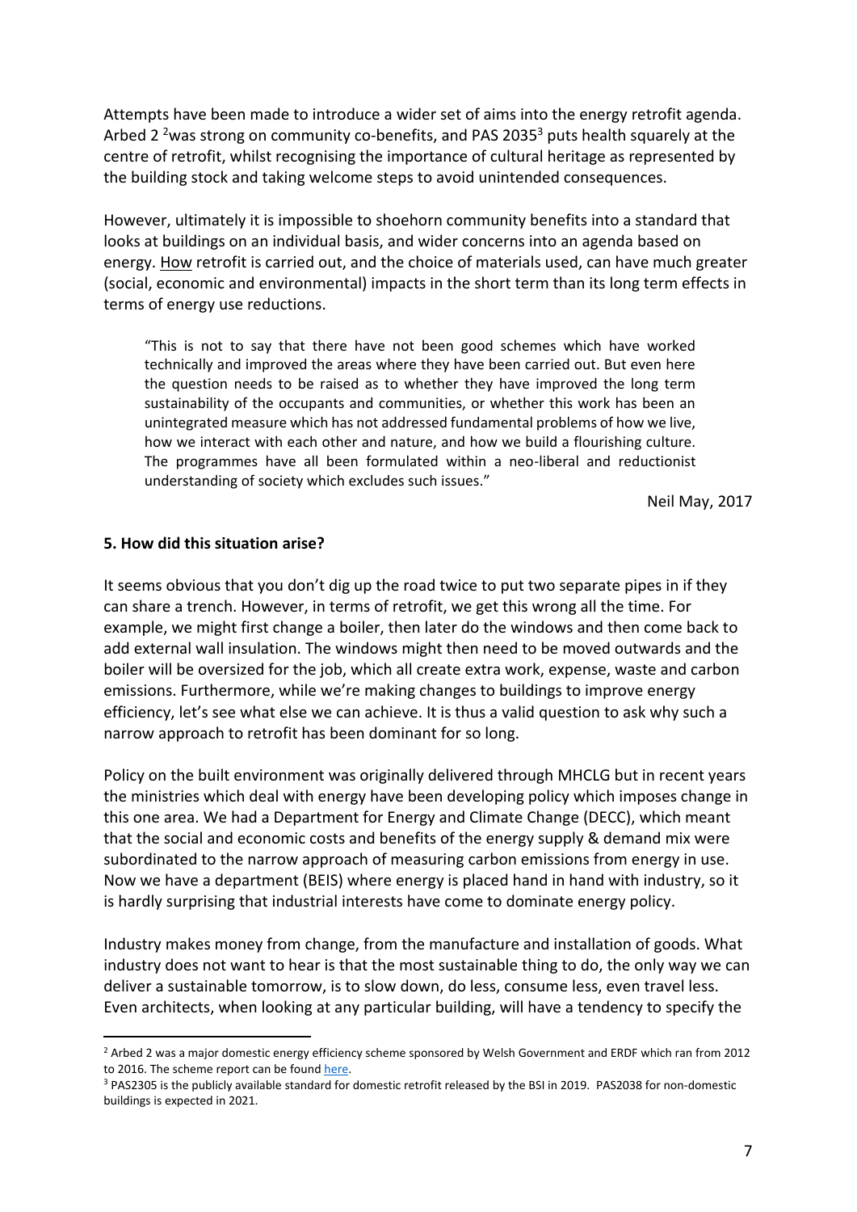Attempts have been made to introduce a wider set of aims into the energy retrofit agenda. Arbed 2 [2]was strong on community co-benefits, and PAS 2035[3] puts health squarely at the centre of retrofit, whilst recognising the importance of cultural heritage as represented by the building stock and taking welcome steps to avoid unintended consequences.

However, ultimately it is impossible to shoehorn community benefits into a standard that looks at buildings on an individual basis, and wider concerns into an agenda based on energy. How retrofit is carried out, and the choice of materials used, can have much greater (social, economic and environmental) impacts in the short term than its long term effects in terms of energy use reductions.

> "This is not to say that there have not been good schemes which have worked technically and improved the areas where they have been carried out. But even here the question needs to be raised as to whether they have improved the long term sustainability of the occupants and communities, or whether this work has been an unintegrated measure which has not addressed fundamental problems of how we live, how we interact with each other and nature, and how we build a flourishing culture. The programmes have all been formulated within a neo-liberal and reductionist understanding of society which excludes such issues."
>
> Neil May, 2017

## 5. How did this situation arise?

It seems obvious that you don't dig up the road twice to put two separate pipes in if they can share a trench. However, in terms of retrofit, we get this wrong all the time. For example, we might first change a boiler, then later do the windows and then come back to add external wall insulation. The windows might then need to be moved outwards and the boiler will be oversized for the job, which all create extra work, expense, waste and carbon emissions. Furthermore, while we're making changes to buildings to improve energy efficiency, let's see what else we can achieve. It is thus a valid question to ask why such a narrow approach to retrofit has been dominant for so long.

Policy on the built environment was originally delivered through MHCLG but in recent years the ministries which deal with energy have been developing policy which imposes change in this one area. We had a Department for Energy and Climate Change (DECC), which meant that the social and economic costs and benefits of the energy supply & demand mix were subordinated to the narrow approach of measuring carbon emissions from energy in use. Now we have a department (BEIS) where energy is placed hand in hand with industry, so it is hardly surprising that industrial interests have come to dominate energy policy.

Industry makes money from change, from the manufacture and installation of goods. What industry does not want to hear is that the most sustainable thing to do, the only way we can deliver a sustainable tomorrow, is to slow down, do less, consume less, even travel less. Even architects, when looking at any particular building, will have a tendency to specify the

---

[2] Arbed 2 was a major domestic energy efficiency scheme sponsored by Welsh Government and ERDF which ran from 2012 to 2016. The scheme report can be found here.

[3] PAS2305 is the publicly available standard for domestic retrofit released by the BSI in 2019. PAS2038 for non-domestic buildings is expected in 2021.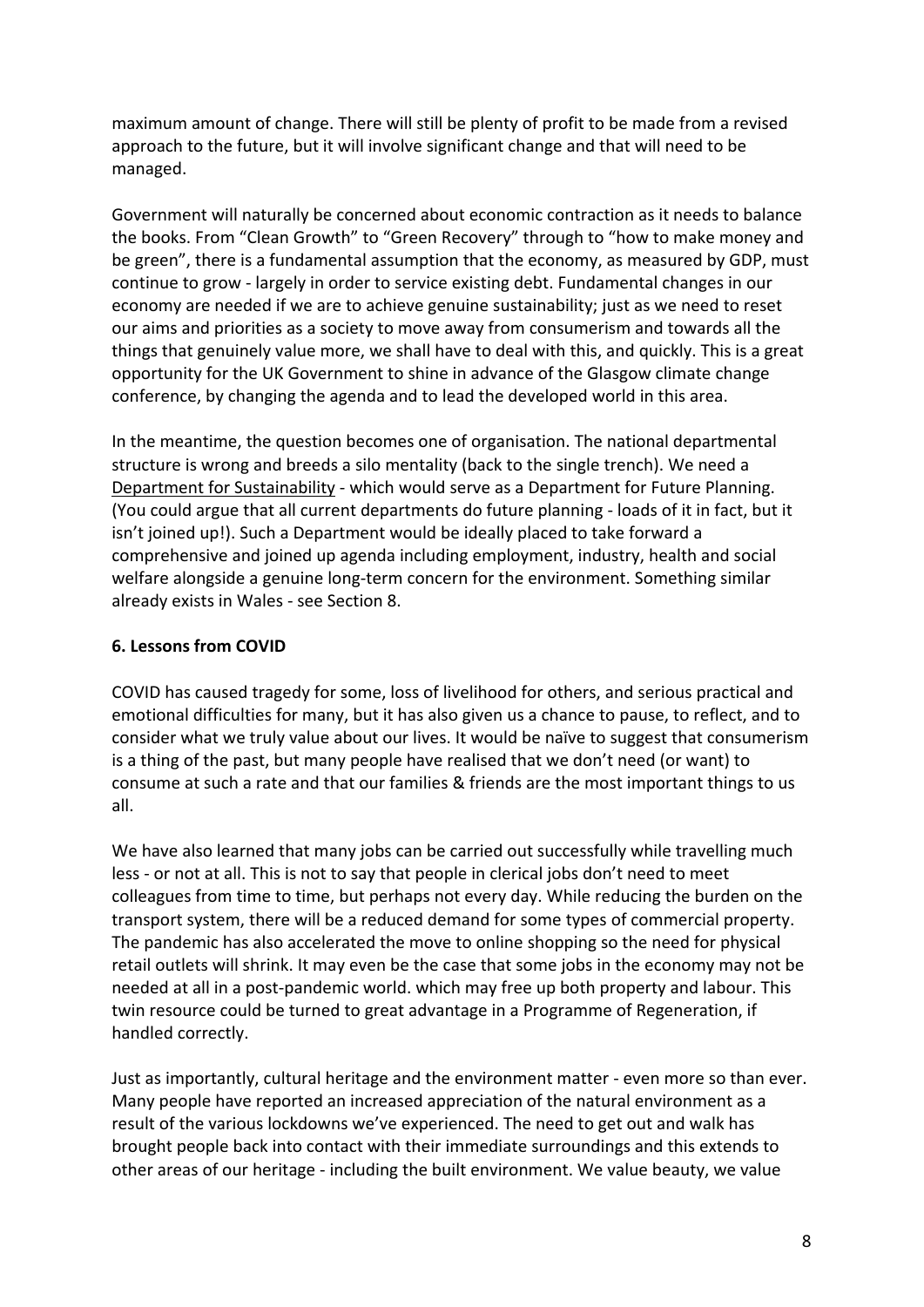maximum amount of change. There will still be plenty of profit to be made from a revised approach to the future, but it will involve significant change and that will need to be managed.

Government will naturally be concerned about economic contraction as it needs to balance the books. From "Clean Growth" to "Green Recovery" through to "how to make money and be green", there is a fundamental assumption that the economy, as measured by GDP, must continue to grow - largely in order to service existing debt. Fundamental changes in our economy are needed if we are to achieve genuine sustainability; just as we need to reset our aims and priorities as a society to move away from consumerism and towards all the things that genuinely value more, we shall have to deal with this, and quickly. This is a great opportunity for the UK Government to shine in advance of the Glasgow climate change conference, by changing the agenda and to lead the developed world in this area.

In the meantime, the question becomes one of organisation. The national departmental structure is wrong and breeds a silo mentality (back to the single trench). We need a Department for Sustainability - which would serve as a Department for Future Planning. (You could argue that all current departments do future planning - loads of it in fact, but it isn't joined up!). Such a Department would be ideally placed to take forward a comprehensive and joined up agenda including employment, industry, health and social welfare alongside a genuine long-term concern for the environment. Something similar already exists in Wales - see Section 8.

### 6. Lessons from COVID

COVID has caused tragedy for some, loss of livelihood for others, and serious practical and emotional difficulties for many, but it has also given us a chance to pause, to reflect, and to consider what we truly value about our lives. It would be naïve to suggest that consumerism is a thing of the past, but many people have realised that we don't need (or want) to consume at such a rate and that our families & friends are the most important things to us all.

We have also learned that many jobs can be carried out successfully while travelling much less - or not at all. This is not to say that people in clerical jobs don't need to meet colleagues from time to time, but perhaps not every day. While reducing the burden on the transport system, there will be a reduced demand for some types of commercial property. The pandemic has also accelerated the move to online shopping so the need for physical retail outlets will shrink. It may even be the case that some jobs in the economy may not be needed at all in a post-pandemic world. which may free up both property and labour. This twin resource could be turned to great advantage in a Programme of Regeneration, if handled correctly.

Just as importantly, cultural heritage and the environment matter - even more so than ever. Many people have reported an increased appreciation of the natural environment as a result of the various lockdowns we've experienced. The need to get out and walk has brought people back into contact with their immediate surroundings and this extends to other areas of our heritage - including the built environment. We value beauty, we value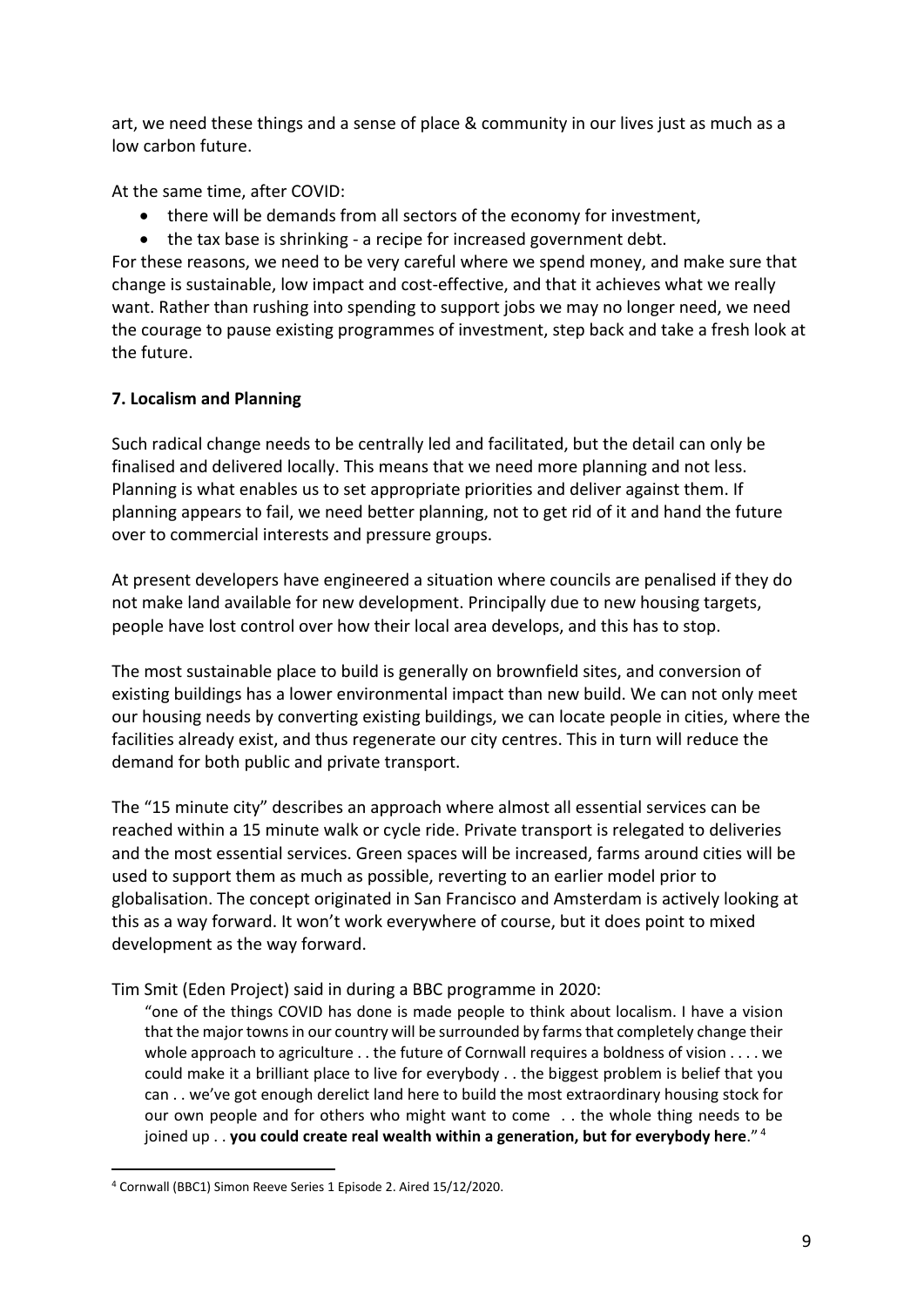art, we need these things and a sense of place & community in our lives just as much as a low carbon future.

At the same time, after COVID:

- there will be demands from all sectors of the economy for investment,
- the tax base is shrinking - a recipe for increased government debt.

For these reasons, we need to be very careful where we spend money, and make sure that change is sustainable, low impact and cost-effective, and that it achieves what we really want. Rather than rushing into spending to support jobs we may no longer need, we need the courage to pause existing programmes of investment, step back and take a fresh look at the future.

### 7. Localism and Planning

Such radical change needs to be centrally led and facilitated, but the detail can only be finalised and delivered locally. This means that we need more planning and not less. Planning is what enables us to set appropriate priorities and deliver against them. If planning appears to fail, we need better planning, not to get rid of it and hand the future over to commercial interests and pressure groups.

At present developers have engineered a situation where councils are penalised if they do not make land available for new development. Principally due to new housing targets, people have lost control over how their local area develops, and this has to stop.

The most sustainable place to build is generally on brownfield sites, and conversion of existing buildings has a lower environmental impact than new build. We can not only meet our housing needs by converting existing buildings, we can locate people in cities, where the facilities already exist, and thus regenerate our city centres. This in turn will reduce the demand for both public and private transport.

The "15 minute city" describes an approach where almost all essential services can be reached within a 15 minute walk or cycle ride. Private transport is relegated to deliveries and the most essential services. Green spaces will be increased, farms around cities will be used to support them as much as possible, reverting to an earlier model prior to globalisation. The concept originated in San Francisco and Amsterdam is actively looking at this as a way forward. It won't work everywhere of course, but it does point to mixed development as the way forward.

Tim Smit (Eden Project) said in during a BBC programme in 2020:

> "one of the things COVID has done is made people to think about localism. I have a vision that the major towns in our country will be surrounded by farms that completely change their whole approach to agriculture . . the future of Cornwall requires a boldness of vision . . . . we could make it a brilliant place to live for everybody . . the biggest problem is belief that you can . . we've got enough derelict land here to build the most extraordinary housing stock for our own people and for others who might want to come . . the whole thing needs to be joined up . . **you could create real wealth within a generation, but for everybody here**." [4]

---

[4] Cornwall (BBC1) Simon Reeve Series 1 Episode 2. Aired 15/12/2020.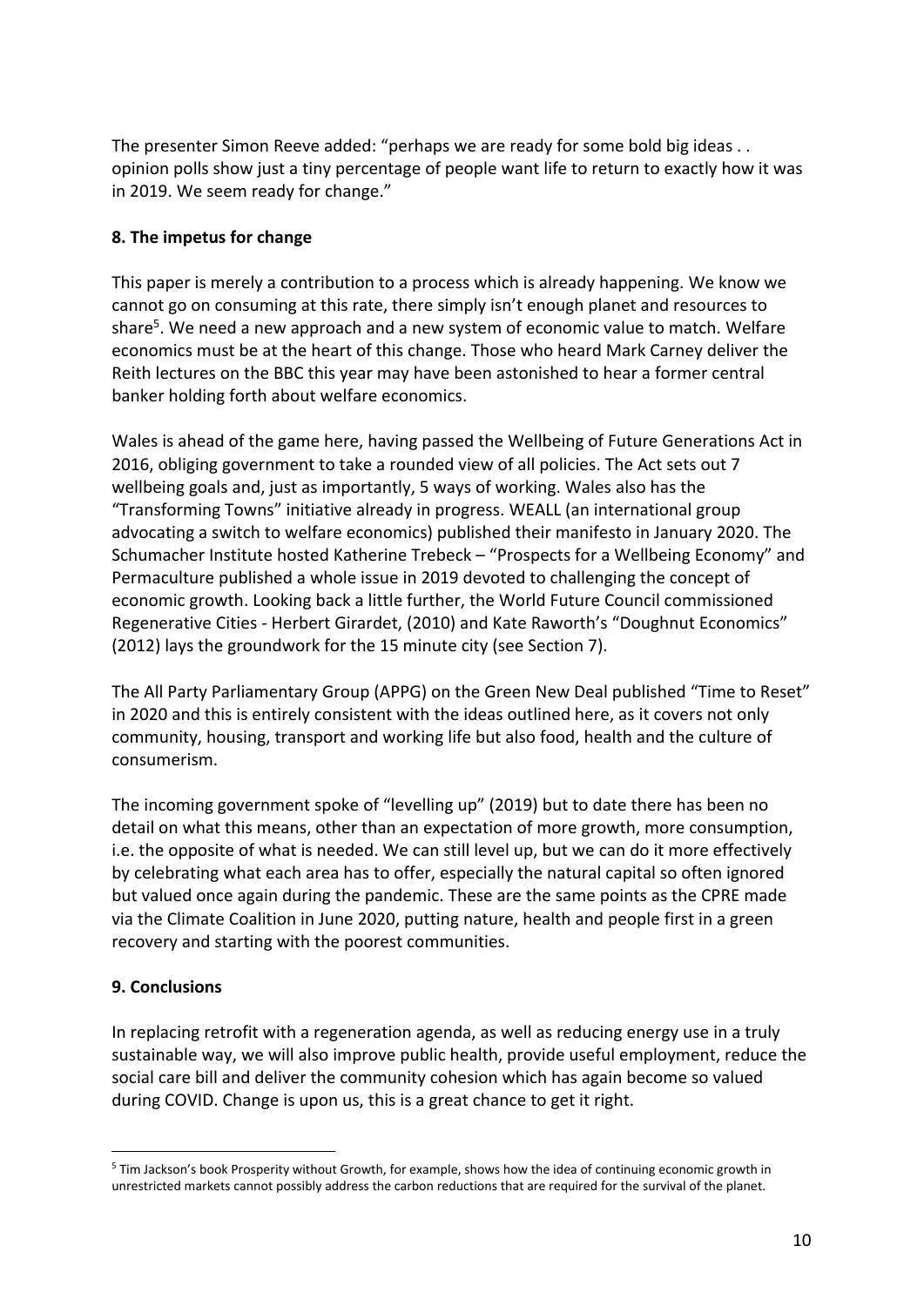The presenter Simon Reeve added: "perhaps we are ready for some bold big ideas . . opinion polls show just a tiny percentage of people want life to return to exactly how it was in 2019. We seem ready for change."

**8. The impetus for change**

This paper is merely a contribution to a process which is already happening. We know we cannot go on consuming at this rate, there simply isn't enough planet and resources to share[5]. We need a new approach and a new system of economic value to match. Welfare economics must be at the heart of this change. Those who heard Mark Carney deliver the Reith lectures on the BBC this year may have been astonished to hear a former central banker holding forth about welfare economics.

Wales is ahead of the game here, having passed the Wellbeing of Future Generations Act in 2016, obliging government to take a rounded view of all policies. The Act sets out 7 wellbeing goals and, just as importantly, 5 ways of working. Wales also has the "Transforming Towns" initiative already in progress. WEALL (an international group advocating a switch to welfare economics) published their manifesto in January 2020. The Schumacher Institute hosted Katherine Trebeck – "Prospects for a Wellbeing Economy" and Permaculture published a whole issue in 2019 devoted to challenging the concept of economic growth. Looking back a little further, the World Future Council commissioned Regenerative Cities - Herbert Girardet, (2010) and Kate Raworth's "Doughnut Economics" (2012) lays the groundwork for the 15 minute city (see Section 7).

The All Party Parliamentary Group (APPG) on the Green New Deal published "Time to Reset" in 2020 and this is entirely consistent with the ideas outlined here, as it covers not only community, housing, transport and working life but also food, health and the culture of consumerism.

The incoming government spoke of "levelling up" (2019) but to date there has been no detail on what this means, other than an expectation of more growth, more consumption, i.e. the opposite of what is needed. We can still level up, but we can do it more effectively by celebrating what each area has to offer, especially the natural capital so often ignored but valued once again during the pandemic. These are the same points as the CPRE made via the Climate Coalition in June 2020, putting nature, health and people first in a green recovery and starting with the poorest communities.

**9. Conclusions**

In replacing retrofit with a regeneration agenda, as well as reducing energy use in a truly sustainable way, we will also improve public health, provide useful employment, reduce the social care bill and deliver the community cohesion which has again become so valued during COVID. Change is upon us, this is a great chance to get it right.

---

[5] Tim Jackson's book Prosperity without Growth, for example, shows how the idea of continuing economic growth in unrestricted markets cannot possibly address the carbon reductions that are required for the survival of the planet.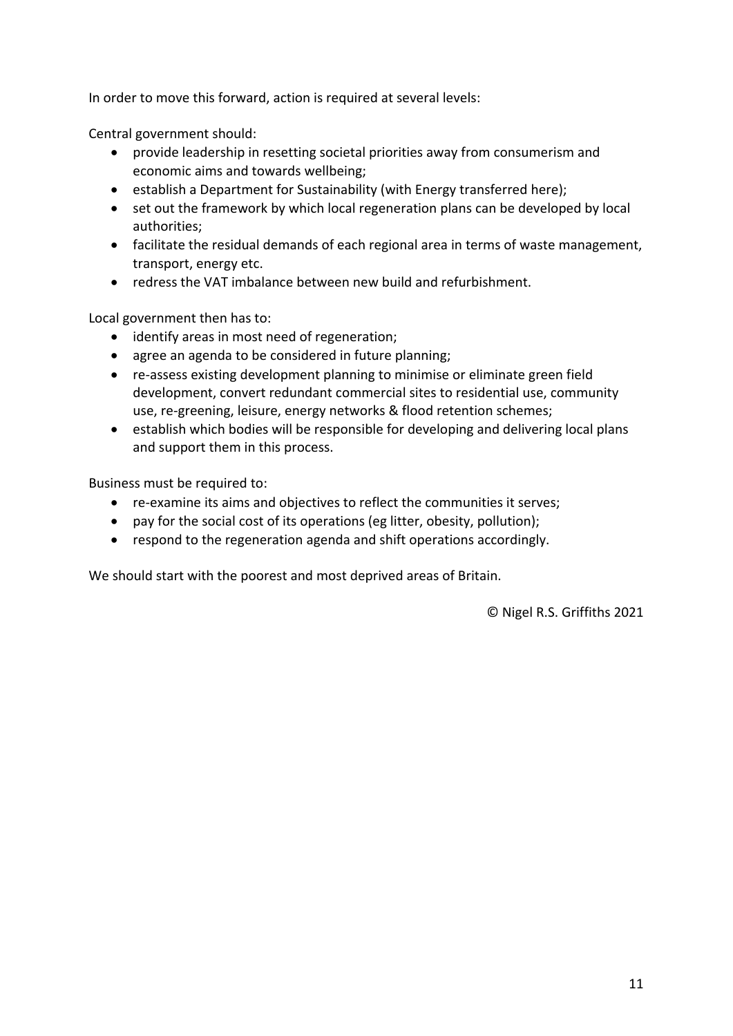In order to move this forward, action is required at several levels:

Central government should:

- provide leadership in resetting societal priorities away from consumerism and economic aims and towards wellbeing;
- establish a Department for Sustainability (with Energy transferred here);
- set out the framework by which local regeneration plans can be developed by local authorities;
- facilitate the residual demands of each regional area in terms of waste management, transport, energy etc.
- redress the VAT imbalance between new build and refurbishment.

Local government then has to:

- identify areas in most need of regeneration;
- agree an agenda to be considered in future planning;
- re-assess existing development planning to minimise or eliminate green field development, convert redundant commercial sites to residential use, community use, re-greening, leisure, energy networks & flood retention schemes;
- establish which bodies will be responsible for developing and delivering local plans and support them in this process.

Business must be required to:

- re-examine its aims and objectives to reflect the communities it serves;
- pay for the social cost of its operations (eg litter, obesity, pollution);
- respond to the regeneration agenda and shift operations accordingly.

We should start with the poorest and most deprived areas of Britain.

© Nigel R.S. Griffiths 2021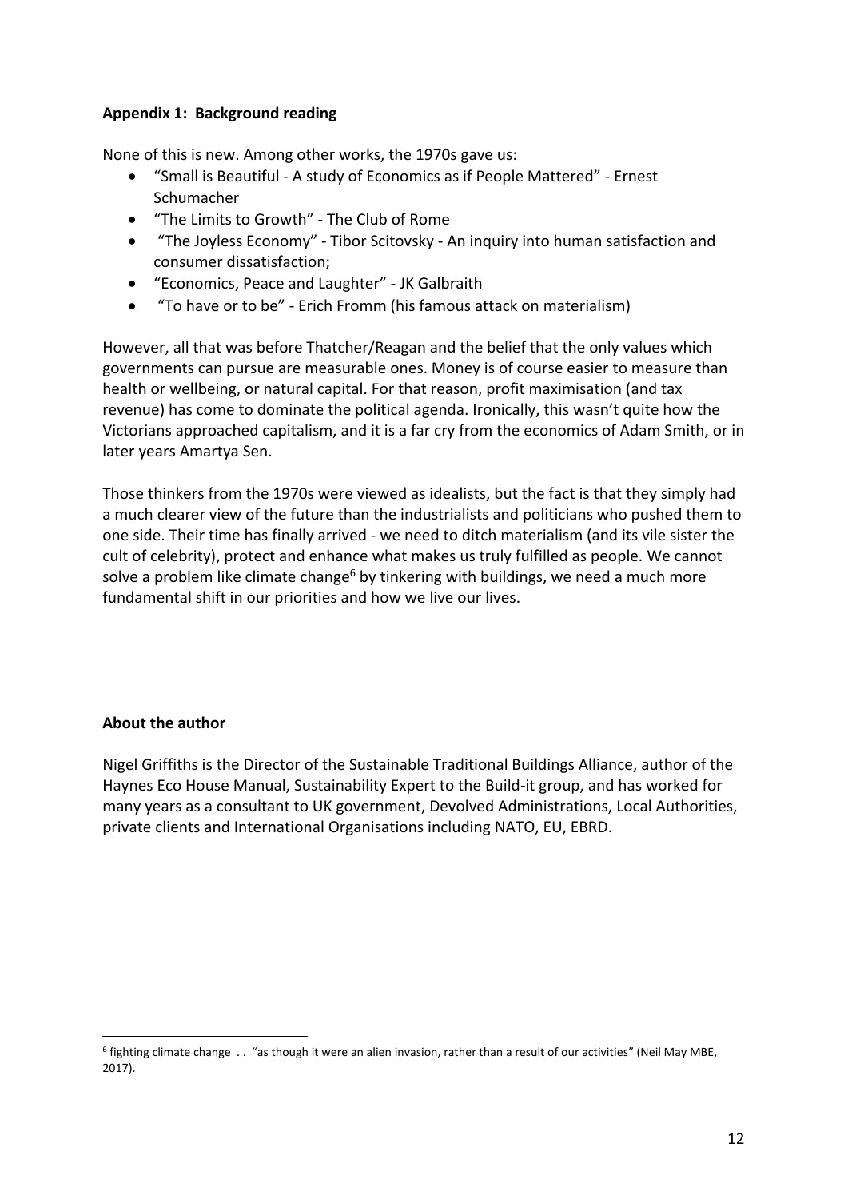**Appendix 1: Background reading**

None of this is new. Among other works, the 1970s gave us:

- "Small is Beautiful - A study of Economics as if People Mattered" - Ernest Schumacher
- "The Limits to Growth" - The Club of Rome
- "The Joyless Economy" - Tibor Scitovsky - An inquiry into human satisfaction and consumer dissatisfaction;
- "Economics, Peace and Laughter" - JK Galbraith
- "To have or to be" - Erich Fromm (his famous attack on materialism)

However, all that was before Thatcher/Reagan and the belief that the only values which governments can pursue are measurable ones. Money is of course easier to measure than health or wellbeing, or natural capital. For that reason, profit maximisation (and tax revenue) has come to dominate the political agenda. Ironically, this wasn't quite how the Victorians approached capitalism, and it is a far cry from the economics of Adam Smith, or in later years Amartya Sen.

Those thinkers from the 1970s were viewed as idealists, but the fact is that they simply had a much clearer view of the future than the industrialists and politicians who pushed them to one side. Their time has finally arrived - we need to ditch materialism (and its vile sister the cult of celebrity), protect and enhance what makes us truly fulfilled as people. We cannot solve a problem like climate change[6] by tinkering with buildings, we need a much more fundamental shift in our priorities and how we live our lives.

**About the author**

Nigel Griffiths is the Director of the Sustainable Traditional Buildings Alliance, author of the Haynes Eco House Manual, Sustainability Expert to the Build-it group, and has worked for many years as a consultant to UK government, Devolved Administrations, Local Authorities, private clients and International Organisations including NATO, EU, EBRD.

[6] fighting climate change . . "as though it were an alien invasion, rather than a result of our activities" (Neil May MBE, 2017).